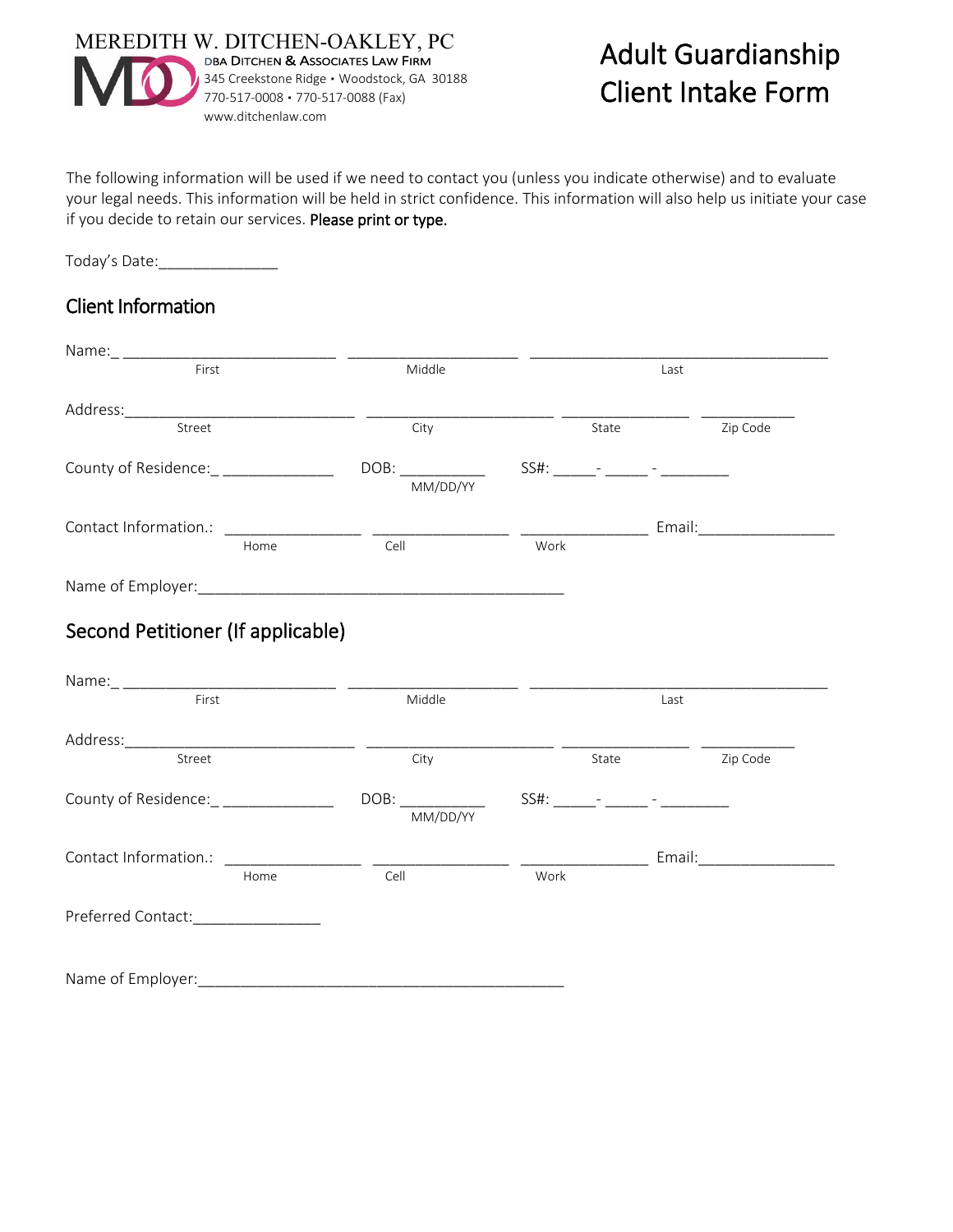MEREDITH W. DITCHEN-OAKLEY, PC
DBA DITCHEN & ASSOCIATES LAW FIRM
345 Creekstone Ridge • Woodstock, GA 30188
770-517-0008 • 770-517-0088 (Fax)
www.ditchenlaw.com

# Adult Guardianship Client Intake Form

The following information will be used if we need to contact you (unless you indicate otherwise) and to evaluate your legal needs. This information will be held in strict confidence. This information will also help us initiate your case if you decide to retain our services. **Please print or type.**

Today's Date:______________

## Client Information

Name:_ __________________________ ____________________ ____________________________________
First Middle Last

Address:____________________________ ______________________ _______________ ___________
Street City State Zip Code

County of Residence:_ _____________ DOB: __________ SS#: _____- _____ - ________
MM/DD/YY

Contact Information.: ________________ ________________ _______________ Email:________________
Home Cell Work

Name of Employer:____________________________________________

## Second Petitioner (If applicable)

Name:_ __________________________ ____________________ ____________________________________
First Middle Last

Address:____________________________ ______________________ _______________ ___________
Street City State Zip Code

County of Residence:_ _____________ DOB: __________ SS#: _____- _____ - ________
MM/DD/YY

Contact Information.: ________________ ________________ _______________ Email:________________
Home Cell Work

Preferred Contact:_______________

Name of Employer:____________________________________________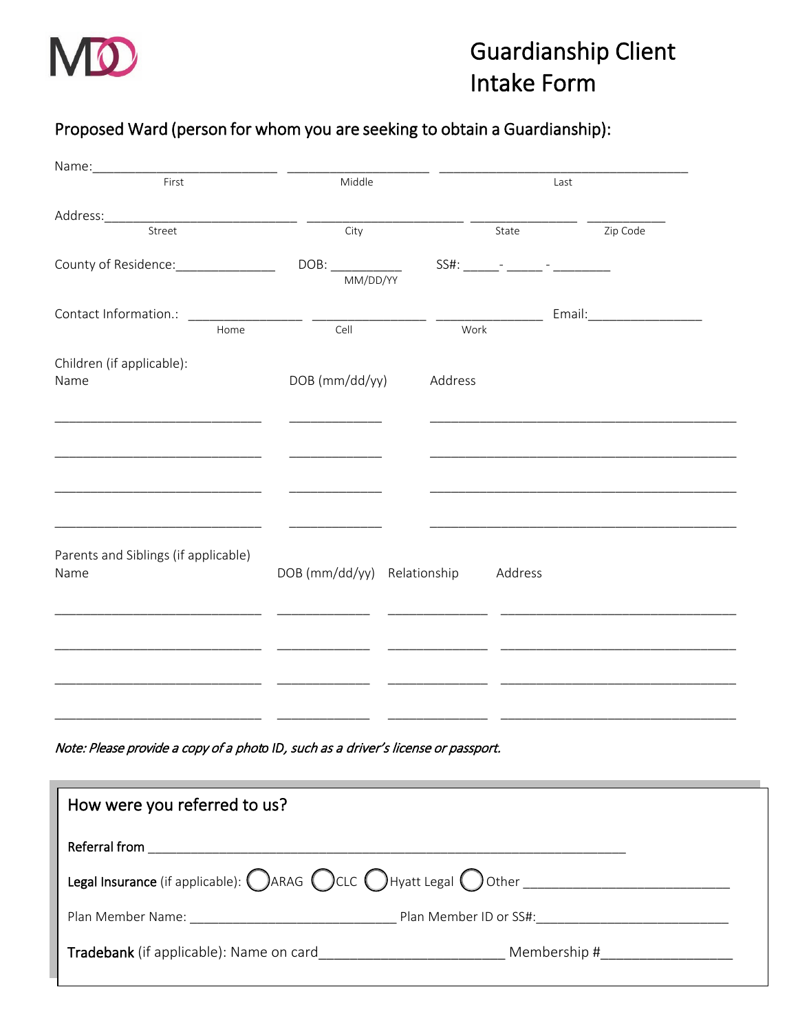# Guardianship Client Intake Form

## Proposed Ward (person for whom you are seeking to obtain a Guardianship):

Name:__________________________ ____________________ ___________________________________
First Middle Last

Address:____________________________ ______________________ _______________ ___________
Street City State Zip Code

County of Residence:______________ DOB: __________ SS#: _____- _____ - ________
MM/DD/YY

Contact Information.: ________________ ________________ _______________ Email:________________
Home Cell Work

Children (if applicable):

| Name | DOB (mm/dd/yy) | Address |
|---|---|---|
| | | |
| | | |
| | | |
| | | |

Parents and Siblings (if applicable)

| Name | DOB (mm/dd/yy) | Relationship | Address |
|---|---|---|---|
| | | | |
| | | | |
| | | | |
| | | | |

*Note: Please provide a copy of a photo ID, such as a driver's license or passport.*

## How were you referred to us?

Referral from _____________________________________________________________________

**Legal Insurance** (if applicable): ◯ARAG ◯CLC ◯Hyatt Legal ◯Other _____________________________

Plan Member Name: _____________________________ Plan Member ID or SS#:___________________________

**Tradebank** (if applicable): Name on card________________________ Membership #_________________